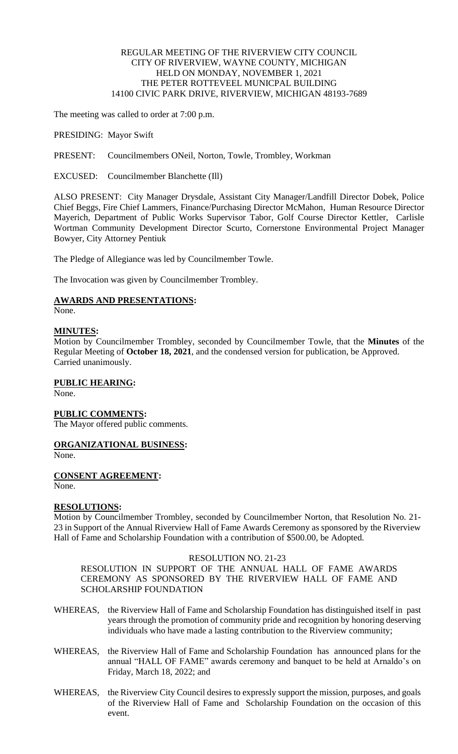REGULAR MEETING OF THE RIVERVIEW CITY COUNCIL
CITY OF RIVERVIEW, WAYNE COUNTY, MICHIGAN
HELD ON MONDAY, NOVEMBER 1, 2021
THE PETER ROTTEVEEL MUNICPAL BUILDING
14100 CIVIC PARK DRIVE, RIVERVIEW, MICHIGAN 48193-7689

The meeting was called to order at 7:00 p.m.

PRESIDING: Mayor Swift

PRESENT: Councilmembers ONeil, Norton, Towle, Trombley, Workman

EXCUSED: Councilmember Blanchette (Ill)

ALSO PRESENT: City Manager Drysdale, Assistant City Manager/Landfill Director Dobek, Police Chief Beggs, Fire Chief Lammers, Finance/Purchasing Director McMahon, Human Resource Director Mayerich, Department of Public Works Supervisor Tabor, Golf Course Director Kettler, Carlisle Wortman Community Development Director Scurto, Cornerstone Environmental Project Manager Bowyer, City Attorney Pentiuk

The Pledge of Allegiance was led by Councilmember Towle.

The Invocation was given by Councilmember Trombley.

**AWARDS AND PRESENTATIONS:**
None.

**MINUTES:**
Motion by Councilmember Trombley, seconded by Councilmember Towle, that the **Minutes** of the Regular Meeting of **October 18, 2021**, and the condensed version for publication, be Approved. Carried unanimously.

**PUBLIC HEARING:**
None.

**PUBLIC COMMENTS:**
The Mayor offered public comments.

**ORGANIZATIONAL BUSINESS:**
None.

**CONSENT AGREEMENT:**
None.

**RESOLUTIONS:**
Motion by Councilmember Trombley, seconded by Councilmember Norton, that Resolution No. 21-23 in Support of the Annual Riverview Hall of Fame Awards Ceremony as sponsored by the Riverview Hall of Fame and Scholarship Foundation with a contribution of $500.00, be Adopted.

RESOLUTION NO. 21-23

RESOLUTION IN SUPPORT OF THE ANNUAL HALL OF FAME AWARDS CEREMONY AS SPONSORED BY THE RIVERVIEW HALL OF FAME AND SCHOLARSHIP FOUNDATION

WHEREAS, the Riverview Hall of Fame and Scholarship Foundation has distinguished itself in past years through the promotion of community pride and recognition by honoring deserving individuals who have made a lasting contribution to the Riverview community;

WHEREAS, the Riverview Hall of Fame and Scholarship Foundation has announced plans for the annual "HALL OF FAME" awards ceremony and banquet to be held at Arnaldo's on Friday, March 18, 2022; and

WHEREAS, the Riverview City Council desires to expressly support the mission, purposes, and goals of the Riverview Hall of Fame and Scholarship Foundation on the occasion of this event.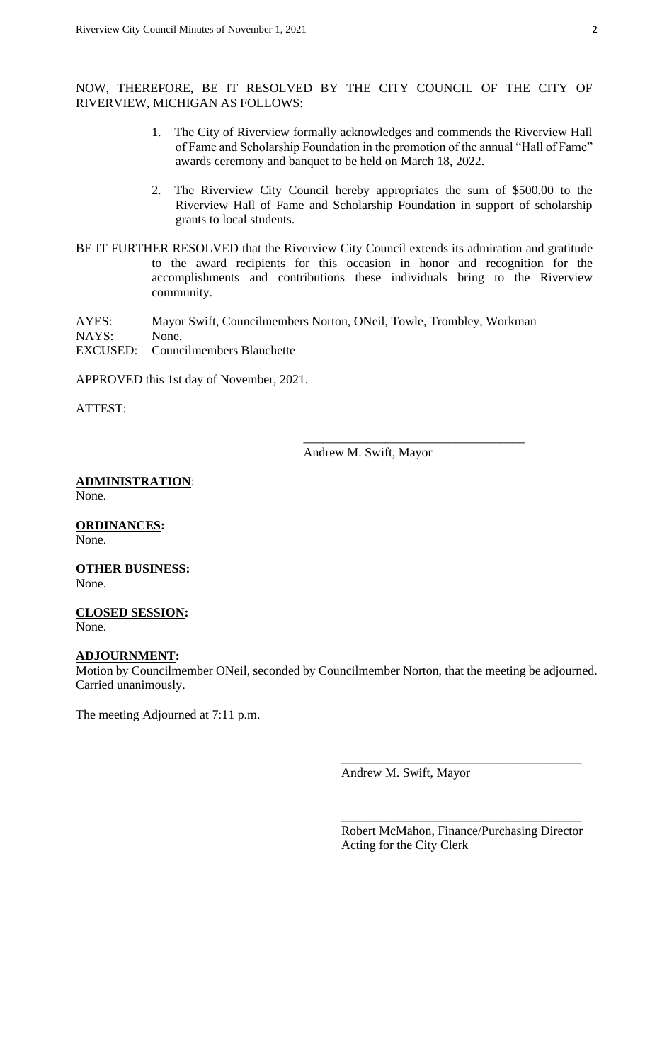NOW, THEREFORE, BE IT RESOLVED BY THE CITY COUNCIL OF THE CITY OF RIVERVIEW, MICHIGAN AS FOLLOWS:

1. The City of Riverview formally acknowledges and commends the Riverview Hall of Fame and Scholarship Foundation in the promotion of the annual "Hall of Fame" awards ceremony and banquet to be held on March 18, 2022.

2. The Riverview City Council hereby appropriates the sum of $500.00 to the Riverview Hall of Fame and Scholarship Foundation in support of scholarship grants to local students.

BE IT FURTHER RESOLVED that the Riverview City Council extends its admiration and gratitude to the award recipients for this occasion in honor and recognition for the accomplishments and contributions these individuals bring to the Riverview community.

AYES: Mayor Swift, Councilmembers Norton, ONeil, Towle, Trombley, Workman
NAYS: None.
EXCUSED: Councilmembers Blanchette

APPROVED this 1st day of November, 2021.

ATTEST:

\_\_\_\_\_\_\_\_\_\_\_\_\_\_\_\_\_\_\_\_\_\_\_\_\_\_\_\_\_\_\_\_\_\_
Andrew M. Swift, Mayor

**ADMINISTRATION**:
None.

**ORDINANCES:**
None.

**OTHER BUSINESS:**
None.

**CLOSED SESSION:**
None.

**ADJOURNMENT:**
Motion by Councilmember ONeil, seconded by Councilmember Norton, that the meeting be adjourned. Carried unanimously.

The meeting Adjourned at 7:11 p.m.

\_\_\_\_\_\_\_\_\_\_\_\_\_\_\_\_\_\_\_\_\_\_\_\_\_\_\_\_\_\_\_\_\_\_\_\_\_\_
Andrew M. Swift, Mayor

\_\_\_\_\_\_\_\_\_\_\_\_\_\_\_\_\_\_\_\_\_\_\_\_\_\_\_\_\_\_\_\_\_\_\_\_\_\_
Robert McMahon, Finance/Purchasing Director
Acting for the City Clerk